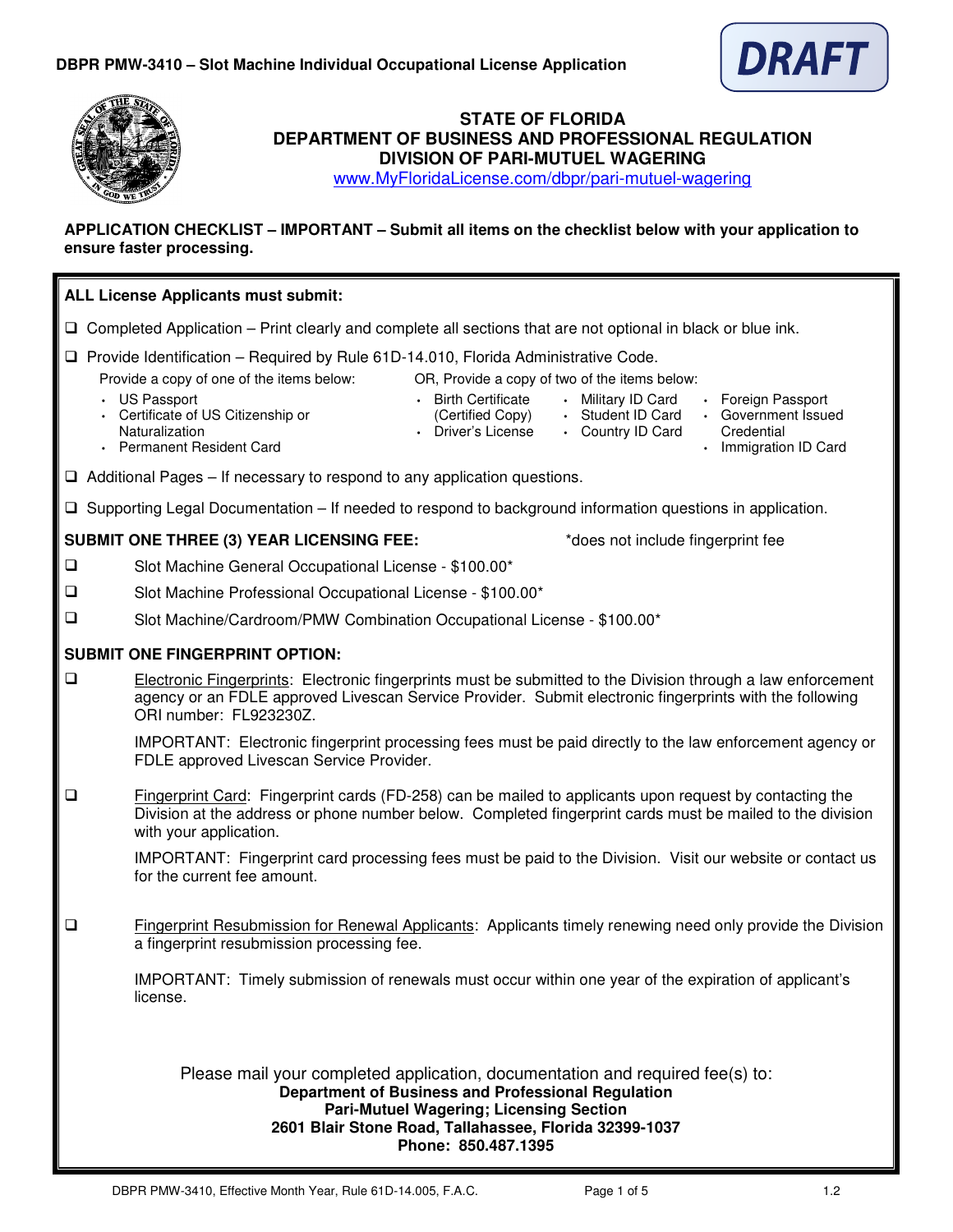DBPR PMW-3410 – Slot Machine Individual Occupational License Application

DRAFT

# STATE OF FLORIDA
## DEPARTMENT OF BUSINESS AND PROFESSIONAL REGULATION
## DIVISION OF PARI-MUTUEL WAGERING

www.MyFloridaLicense.com/dbpr/pari-mutuel-wagering

**APPLICATION CHECKLIST – IMPORTANT – Submit all items on the checklist below with your application to ensure faster processing.**

**ALL License Applicants must submit:**

- ☐ Completed Application – Print clearly and complete all sections that are not optional in black or blue ink.
- ☐ Provide Identification – Required by Rule 61D-14.010, Florida Administrative Code.

  Provide a copy of one of the items below:
  - US Passport
  - Certificate of US Citizenship or Naturalization
  - Permanent Resident Card

  OR, Provide a copy of two of the items below:
  - Birth Certificate (Certified Copy)
  - Driver's License
  - Military ID Card
  - Student ID Card
  - Country ID Card
  - Foreign Passport
  - Government Issued Credential
  - Immigration ID Card

- ☐ Additional Pages – If necessary to respond to any application questions.
- ☐ Supporting Legal Documentation – If needed to respond to background information questions in application.

**SUBMIT ONE THREE (3) YEAR LICENSING FEE:** *does not include fingerprint fee

- ☐ Slot Machine General Occupational License - $100.00*
- ☐ Slot Machine Professional Occupational License - $100.00*
- ☐ Slot Machine/Cardroom/PMW Combination Occupational License - $100.00*

**SUBMIT ONE FINGERPRINT OPTION:**

- ☐ Electronic Fingerprints: Electronic fingerprints must be submitted to the Division through a law enforcement agency or an FDLE approved Livescan Service Provider. Submit electronic fingerprints with the following ORI number: FL923230Z.

  IMPORTANT: Electronic fingerprint processing fees must be paid directly to the law enforcement agency or FDLE approved Livescan Service Provider.

- ☐ Fingerprint Card: Fingerprint cards (FD-258) can be mailed to applicants upon request by contacting the Division at the address or phone number below. Completed fingerprint cards must be mailed to the division with your application.

  IMPORTANT: Fingerprint card processing fees must be paid to the Division. Visit our website or contact us for the current fee amount.

- ☐ Fingerprint Resubmission for Renewal Applicants: Applicants timely renewing need only provide the Division a fingerprint resubmission processing fee.

  IMPORTANT: Timely submission of renewals must occur within one year of the expiration of applicant's license.

Please mail your completed application, documentation and required fee(s) to:

**Department of Business and Professional Regulation**
**Pari-Mutuel Wagering; Licensing Section**
**2601 Blair Stone Road, Tallahassee, Florida 32399-1037**
**Phone: 850.487.1395**

DBPR PMW-3410, Effective Month Year, Rule 61D-14.005, F.A.C. 1.2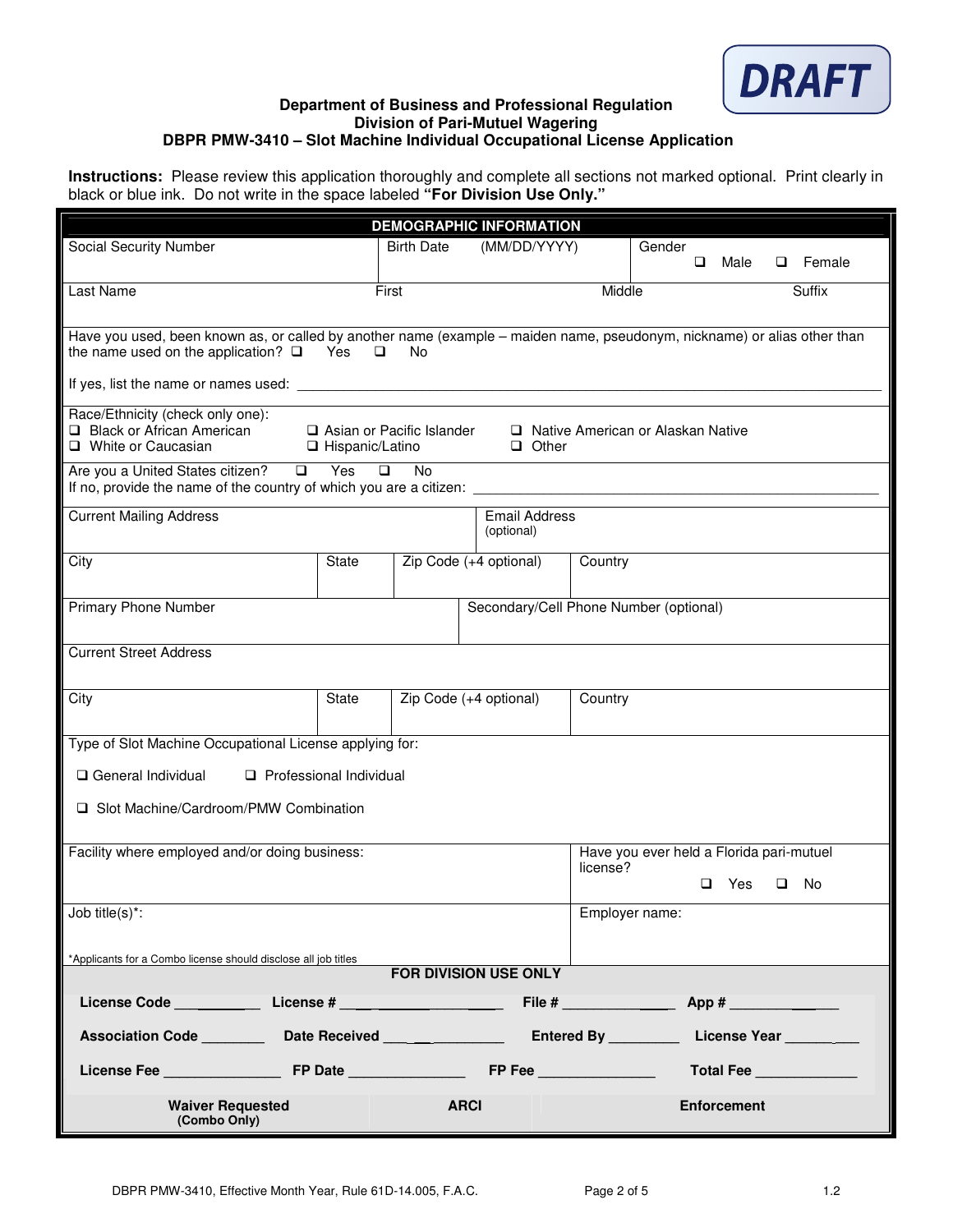DRAFT

**Department of Business and Professional Regulation**
**Division of Pari-Mutuel Wagering**
**DBPR PMW-3410 – Slot Machine Individual Occupational License Application**

**Instructions:** Please review this application thoroughly and complete all sections not marked optional. Print clearly in black or blue ink. Do not write in the space labeled **"For Division Use Only."**

## DEMOGRAPHIC INFORMATION

| Social Security Number | Birth Date (MM/DD/YYYY) | Gender ☐ Male ☐ Female |
|---|---|---|
| | | |

| Last Name | First | Middle | Suffix |
|---|---|---|---|
| | | | |

Have you used, been known as, or called by another name (example – maiden name, pseudonym, nickname) or alias other than the name used on the application? ☐ Yes ☐ No

If yes, list the name or names used: ____________________

Race/Ethnicity (check only one):
☐ Black or African American ☐ Asian or Pacific Islander ☐ Native American or Alaskan Native
☐ White or Caucasian ☐ Hispanic/Latino ☐ Other

Are you a United States citizen? ☐ Yes ☐ No
If no, provide the name of the country of which you are a citizen: ____________________

| Current Mailing Address | Email Address (optional) |
|---|---|
| | |

| City | State | Zip Code (+4 optional) | Country |
|---|---|---|---|
| | | | |

| Primary Phone Number | Secondary/Cell Phone Number (optional) |
|---|---|
| | |

| Current Street Address |
|---|
| |

| City | State | Zip Code (+4 optional) | Country |
|---|---|---|---|
| | | | |

Type of Slot Machine Occupational License applying for:

☐ General Individual ☐ Professional Individual

☐ Slot Machine/Cardroom/PMW Combination

| Facility where employed and/or doing business: | Have you ever held a Florida pari-mutuel license? ☐ Yes ☐ No |
|---|---|
| **Job title(s)*:** | **Employer name:** |

*Applicants for a Combo license should disclose all job titles

### FOR DIVISION USE ONLY

**License Code** ________ **License #** ____________ **File #** ____________ **App #** ____________

**Association Code** ________ **Date Received** ____________ **Entered By** ________ **License Year** ________

**License Fee** ____________ **FP Date** ____________ **FP Fee** ____________ **Total Fee** ____________

| Waiver Requested (Combo Only) | ARCI | Enforcement |
|---|---|---|
| | | |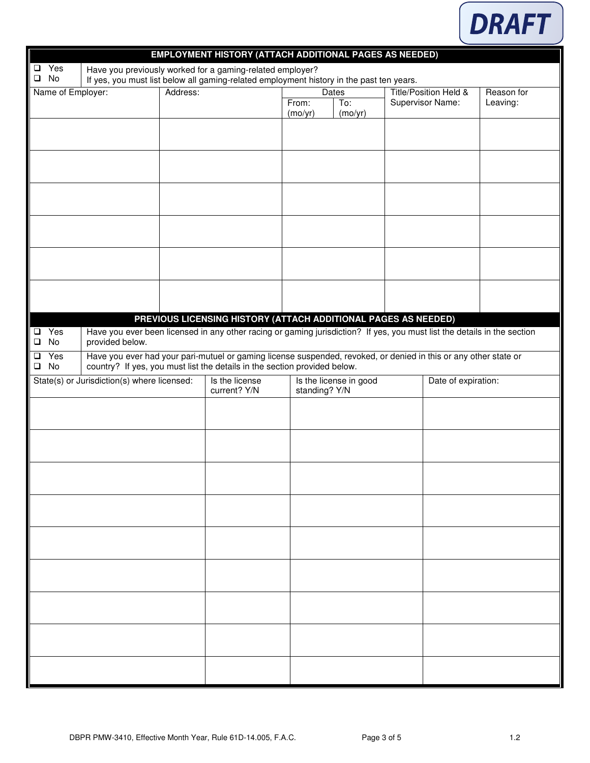DRAFT

## EMPLOYMENT HISTORY (ATTACH ADDITIONAL PAGES AS NEEDED)

| | |
|---|---|
| ❑ Yes<br>❑ No | Have you previously worked for a gaming-related employer?<br>If yes, you must list below all gaming-related employment history in the past ten years. |

| Name of Employer: | Address: | Dates | | Title/Position Held & Supervisor Name: | Reason for Leaving: |
|---|---|---|---|---|---|
| | | From: (mo/yr) | To: (mo/yr) | | |
| | | | | | |
| | | | | | |
| | | | | | |
| | | | | | |
| | | | | | |
| | | | | | |

## PREVIOUS LICENSING HISTORY (ATTACH ADDITIONAL PAGES AS NEEDED)

| | |
|---|---|
| ❑ Yes<br>❑ No | Have you ever been licensed in any other racing or gaming jurisdiction? If yes, you must list the details in the section provided below. |
| ❑ Yes<br>❑ No | Have you ever had your pari-mutuel or gaming license suspended, revoked, or denied in this or any other state or country? If yes, you must list the details in the section provided below. |

| State(s) or Jurisdiction(s) where licensed: | Is the license current? Y/N | Is the license in good standing? Y/N | Date of expiration: |
|---|---|---|---|
| | | | |
| | | | |
| | | | |
| | | | |
| | | | |
| | | | |
| | | | |
| | | | |
| | | | |

DBPR PMW-3410, Effective Month Year, Rule 61D-14.005, F.A.C. 1.2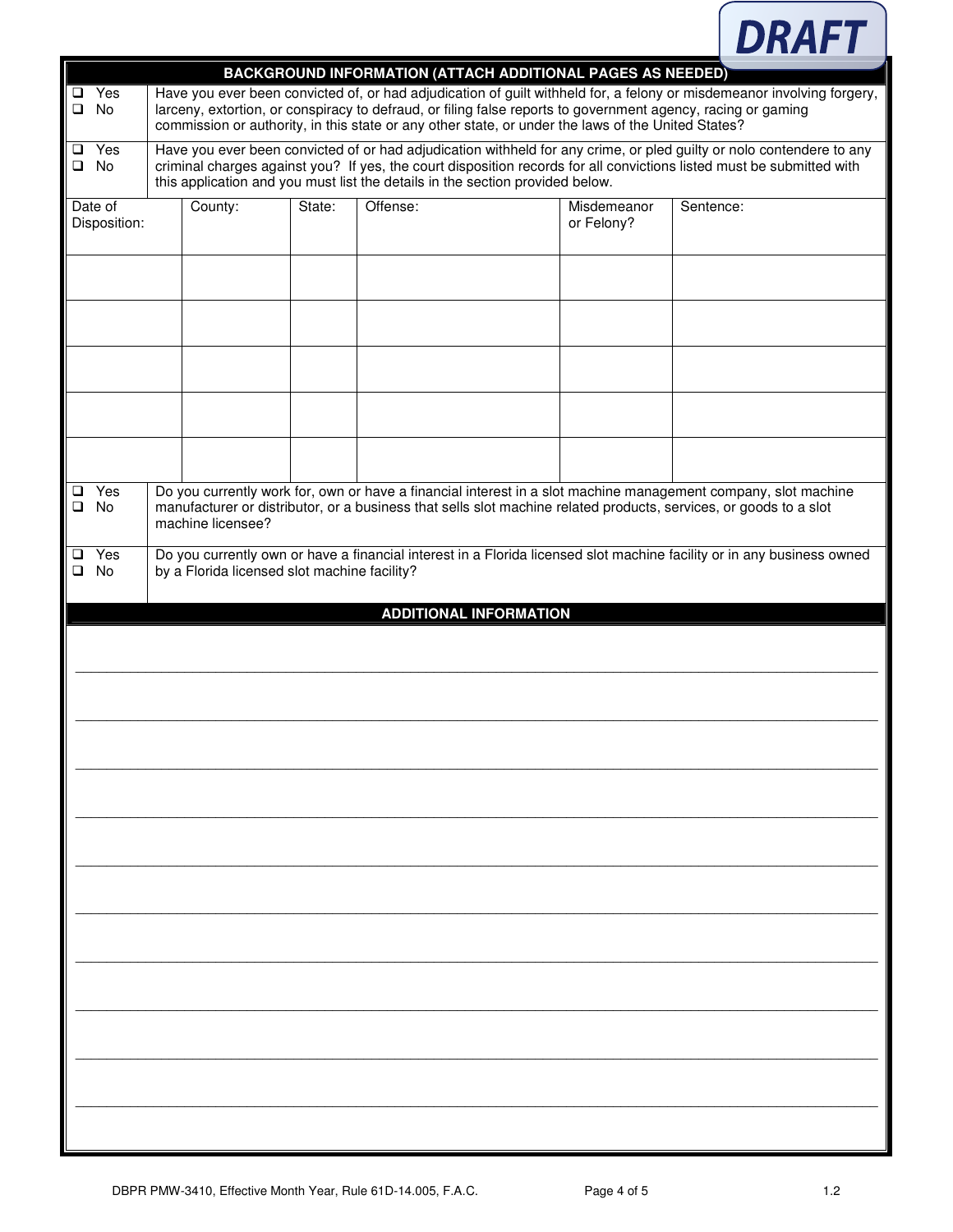DRAFT

## BACKGROUND INFORMATION (ATTACH ADDITIONAL PAGES AS NEEDED)

| | |
|---|---|
| ❑ Yes<br>❑ No | Have you ever been convicted of, or had adjudication of guilt withheld for, a felony or misdemeanor involving forgery, larceny, extortion, or conspiracy to defraud, or filing false reports to government agency, racing or gaming commission or authority, in this state or any other state, or under the laws of the United States? |
| ❑ Yes<br>❑ No | Have you ever been convicted of or had adjudication withheld for any crime, or pled guilty or nolo contendere to any criminal charges against you? If yes, the court disposition records for all convictions listed must be submitted with this application and you must list the details in the section provided below. |

| Date of Disposition: | County: | State: | Offense: | Misdemeanor or Felony? | Sentence: |
|---|---|---|---|---|---|
| | | | | | |
| | | | | | |
| | | | | | |
| | | | | | |
| | | | | | |

| | |
|---|---|
| ❑ Yes<br>❑ No | Do you currently work for, own or have a financial interest in a slot machine management company, slot machine manufacturer or distributor, or a business that sells slot machine related products, services, or goods to a slot machine licensee? |
| ❑ Yes<br>❑ No | Do you currently own or have a financial interest in a Florida licensed slot machine facility or in any business owned by a Florida licensed slot machine facility? |

## ADDITIONAL INFORMATION

\_\_\_\_\_\_\_\_\_\_\_\_\_\_\_\_\_\_\_\_\_\_\_\_\_\_\_\_\_\_\_\_\_\_\_\_\_\_\_\_\_\_\_\_\_\_\_\_\_\_\_\_\_\_\_\_\_\_\_\_\_\_\_\_\_\_\_\_\_\_\_\_

\_\_\_\_\_\_\_\_\_\_\_\_\_\_\_\_\_\_\_\_\_\_\_\_\_\_\_\_\_\_\_\_\_\_\_\_\_\_\_\_\_\_\_\_\_\_\_\_\_\_\_\_\_\_\_\_\_\_\_\_\_\_\_\_\_\_\_\_\_\_\_\_

\_\_\_\_\_\_\_\_\_\_\_\_\_\_\_\_\_\_\_\_\_\_\_\_\_\_\_\_\_\_\_\_\_\_\_\_\_\_\_\_\_\_\_\_\_\_\_\_\_\_\_\_\_\_\_\_\_\_\_\_\_\_\_\_\_\_\_\_\_\_\_\_

\_\_\_\_\_\_\_\_\_\_\_\_\_\_\_\_\_\_\_\_\_\_\_\_\_\_\_\_\_\_\_\_\_\_\_\_\_\_\_\_\_\_\_\_\_\_\_\_\_\_\_\_\_\_\_\_\_\_\_\_\_\_\_\_\_\_\_\_\_\_\_\_

\_\_\_\_\_\_\_\_\_\_\_\_\_\_\_\_\_\_\_\_\_\_\_\_\_\_\_\_\_\_\_\_\_\_\_\_\_\_\_\_\_\_\_\_\_\_\_\_\_\_\_\_\_\_\_\_\_\_\_\_\_\_\_\_\_\_\_\_\_\_\_\_

\_\_\_\_\_\_\_\_\_\_\_\_\_\_\_\_\_\_\_\_\_\_\_\_\_\_\_\_\_\_\_\_\_\_\_\_\_\_\_\_\_\_\_\_\_\_\_\_\_\_\_\_\_\_\_\_\_\_\_\_\_\_\_\_\_\_\_\_\_\_\_\_

\_\_\_\_\_\_\_\_\_\_\_\_\_\_\_\_\_\_\_\_\_\_\_\_\_\_\_\_\_\_\_\_\_\_\_\_\_\_\_\_\_\_\_\_\_\_\_\_\_\_\_\_\_\_\_\_\_\_\_\_\_\_\_\_\_\_\_\_\_\_\_\_

\_\_\_\_\_\_\_\_\_\_\_\_\_\_\_\_\_\_\_\_\_\_\_\_\_\_\_\_\_\_\_\_\_\_\_\_\_\_\_\_\_\_\_\_\_\_\_\_\_\_\_\_\_\_\_\_\_\_\_\_\_\_\_\_\_\_\_\_\_\_\_\_

\_\_\_\_\_\_\_\_\_\_\_\_\_\_\_\_\_\_\_\_\_\_\_\_\_\_\_\_\_\_\_\_\_\_\_\_\_\_\_\_\_\_\_\_\_\_\_\_\_\_\_\_\_\_\_\_\_\_\_\_\_\_\_\_\_\_\_\_\_\_\_\_

\_\_\_\_\_\_\_\_\_\_\_\_\_\_\_\_\_\_\_\_\_\_\_\_\_\_\_\_\_\_\_\_\_\_\_\_\_\_\_\_\_\_\_\_\_\_\_\_\_\_\_\_\_\_\_\_\_\_\_\_\_\_\_\_\_\_\_\_\_\_\_\_

DBPR PMW-3410, Effective Month Year, Rule 61D-14.005, F.A.C. 1.2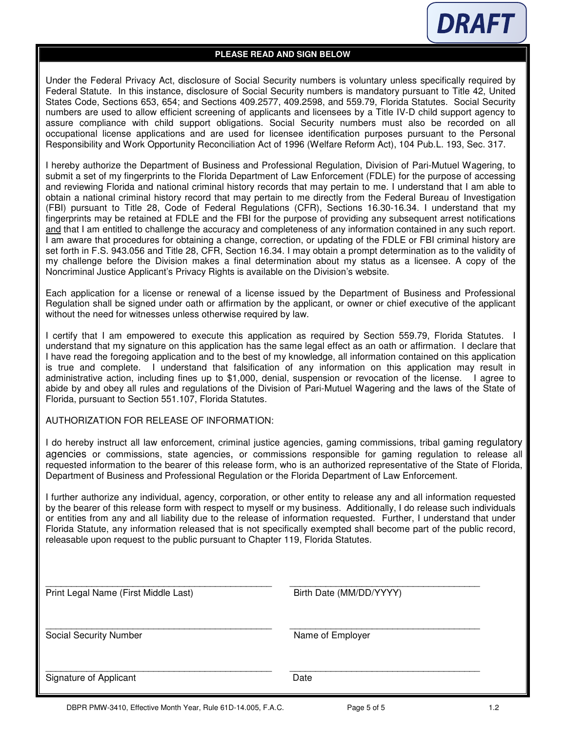DRAFT

## PLEASE READ AND SIGN BELOW

Under the Federal Privacy Act, disclosure of Social Security numbers is voluntary unless specifically required by Federal Statute. In this instance, disclosure of Social Security numbers is mandatory pursuant to Title 42, United States Code, Sections 653, 654; and Sections 409.2577, 409.2598, and 559.79, Florida Statutes. Social Security numbers are used to allow efficient screening of applicants and licensees by a Title IV-D child support agency to assure compliance with child support obligations. Social Security numbers must also be recorded on all occupational license applications and are used for licensee identification purposes pursuant to the Personal Responsibility and Work Opportunity Reconciliation Act of 1996 (Welfare Reform Act), 104 Pub.L. 193, Sec. 317.

I hereby authorize the Department of Business and Professional Regulation, Division of Pari-Mutuel Wagering, to submit a set of my fingerprints to the Florida Department of Law Enforcement (FDLE) for the purpose of accessing and reviewing Florida and national criminal history records that may pertain to me. I understand that I am able to obtain a national criminal history record that may pertain to me directly from the Federal Bureau of Investigation (FBI) pursuant to Title 28, Code of Federal Regulations (CFR), Sections 16.30-16.34. I understand that my fingerprints may be retained at FDLE and the FBI for the purpose of providing any subsequent arrest notifications and that I am entitled to challenge the accuracy and completeness of any information contained in any such report. I am aware that procedures for obtaining a change, correction, or updating of the FDLE or FBI criminal history are set forth in F.S. 943.056 and Title 28, CFR, Section 16.34. I may obtain a prompt determination as to the validity of my challenge before the Division makes a final determination about my status as a licensee. A copy of the Noncriminal Justice Applicant's Privacy Rights is available on the Division's website.

Each application for a license or renewal of a license issued by the Department of Business and Professional Regulation shall be signed under oath or affirmation by the applicant, or owner or chief executive of the applicant without the need for witnesses unless otherwise required by law.

I certify that I am empowered to execute this application as required by Section 559.79, Florida Statutes. I understand that my signature on this application has the same legal effect as an oath or affirmation. I declare that I have read the foregoing application and to the best of my knowledge, all information contained on this application is true and complete. I understand that falsification of any information on this application may result in administrative action, including fines up to $1,000, denial, suspension or revocation of the license. I agree to abide by and obey all rules and regulations of the Division of Pari-Mutuel Wagering and the laws of the State of Florida, pursuant to Section 551.107, Florida Statutes.

AUTHORIZATION FOR RELEASE OF INFORMATION:

I do hereby instruct all law enforcement, criminal justice agencies, gaming commissions, tribal gaming regulatory agencies or commissions, state agencies, or commissions responsible for gaming regulation to release all requested information to the bearer of this release form, who is an authorized representative of the State of Florida, Department of Business and Professional Regulation or the Florida Department of Law Enforcement.

I further authorize any individual, agency, corporation, or other entity to release any and all information requested by the bearer of this release form with respect to myself or my business. Additionally, I do release such individuals or entities from any and all liability due to the release of information requested. Further, I understand that under Florida Statute, any information released that is not specifically exempted shall become part of the public record, releasable upon request to the public pursuant to Chapter 119, Florida Statutes.

_____________________________________________ _____________________________________
Print Legal Name (First Middle Last) Birth Date (MM/DD/YYYY)

_____________________________________________ _____________________________________
Social Security Number Name of Employer

_____________________________________________ _____________________________________
Signature of Applicant Date

DBPR PMW-3410, Effective Month Year, Rule 61D-14.005, F.A.C. 1.2